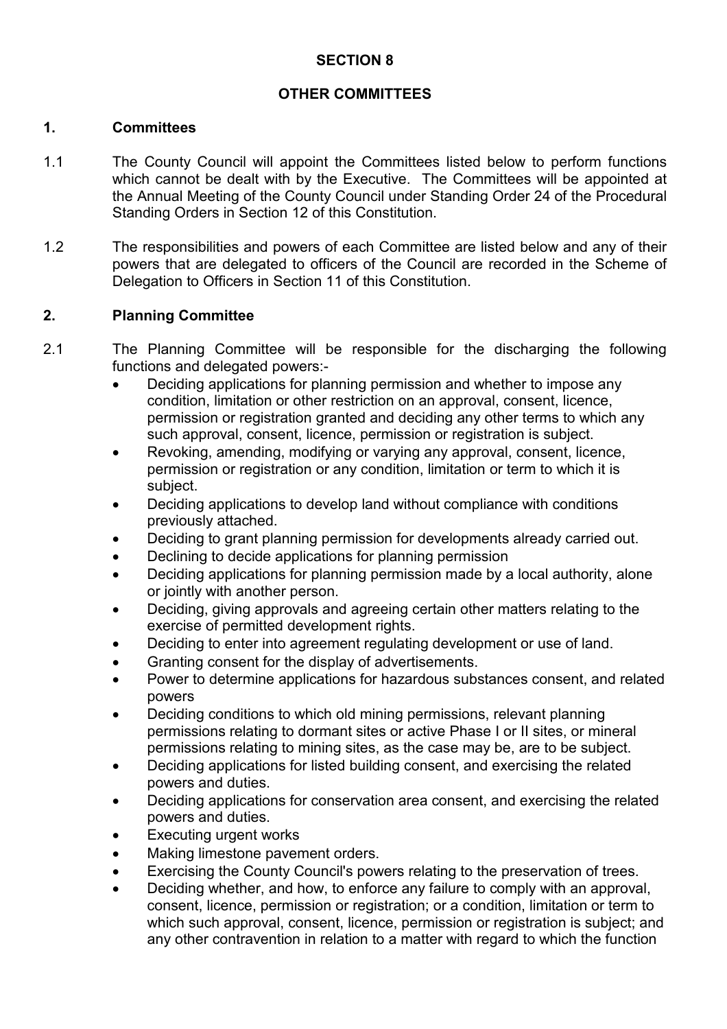# SECTION 8

## OTHER COMMITTEES

### 1. Committees

1.1 The County Council will appoint the Committees listed below to perform functions which cannot be dealt with by the Executive. The Committees will be appointed at the Annual Meeting of the County Council under Standing Order 24 of the Procedural Standing Orders in Section 12 of this Constitution.

1.2 The responsibilities and powers of each Committee are listed below and any of their powers that are delegated to officers of the Council are recorded in the Scheme of Delegation to Officers in Section 11 of this Constitution.

### 2. Planning Committee

2.1 The Planning Committee will be responsible for the discharging the following functions and delegated powers:-

- Deciding applications for planning permission and whether to impose any condition, limitation or other restriction on an approval, consent, licence, permission or registration granted and deciding any other terms to which any such approval, consent, licence, permission or registration is subject.
- Revoking, amending, modifying or varying any approval, consent, licence, permission or registration or any condition, limitation or term to which it is subject.
- Deciding applications to develop land without compliance with conditions previously attached.
- Deciding to grant planning permission for developments already carried out.
- Declining to decide applications for planning permission
- Deciding applications for planning permission made by a local authority, alone or jointly with another person.
- Deciding, giving approvals and agreeing certain other matters relating to the exercise of permitted development rights.
- Deciding to enter into agreement regulating development or use of land.
- Granting consent for the display of advertisements.
- Power to determine applications for hazardous substances consent, and related powers
- Deciding conditions to which old mining permissions, relevant planning permissions relating to dormant sites or active Phase I or II sites, or mineral permissions relating to mining sites, as the case may be, are to be subject.
- Deciding applications for listed building consent, and exercising the related powers and duties.
- Deciding applications for conservation area consent, and exercising the related powers and duties.
- Executing urgent works
- Making limestone pavement orders.
- Exercising the County Council's powers relating to the preservation of trees.
- Deciding whether, and how, to enforce any failure to comply with an approval, consent, licence, permission or registration; or a condition, limitation or term to which such approval, consent, licence, permission or registration is subject; and any other contravention in relation to a matter with regard to which the function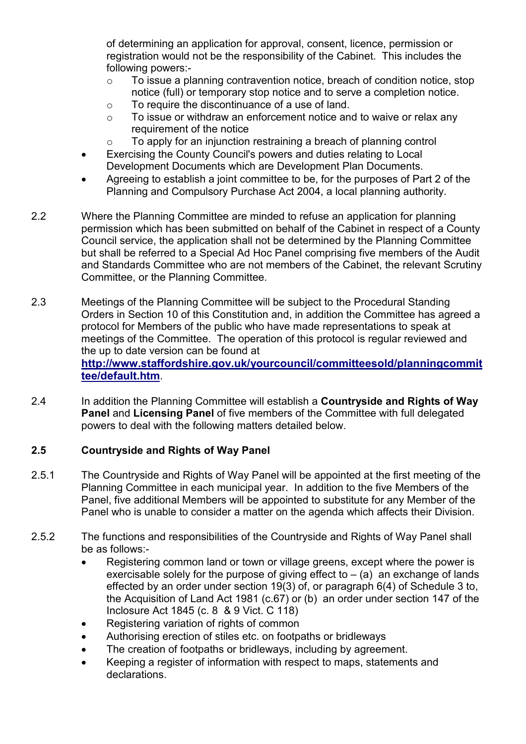of determining an application for approval, consent, licence, permission or registration would not be the responsibility of the Cabinet. This includes the following powers:-

  - To issue a planning contravention notice, breach of condition notice, stop notice (full) or temporary stop notice and to serve a completion notice.
  - To require the discontinuance of a use of land.
  - To issue or withdraw an enforcement notice and to waive or relax any requirement of the notice
  - To apply for an injunction restraining a breach of planning control
- Exercising the County Council's powers and duties relating to Local Development Documents which are Development Plan Documents.
- Agreeing to establish a joint committee to be, for the purposes of Part 2 of the Planning and Compulsory Purchase Act 2004, a local planning authority.

2.2 Where the Planning Committee are minded to refuse an application for planning permission which has been submitted on behalf of the Cabinet in respect of a County Council service, the application shall not be determined by the Planning Committee but shall be referred to a Special Ad Hoc Panel comprising five members of the Audit and Standards Committee who are not members of the Cabinet, the relevant Scrutiny Committee, or the Planning Committee.

2.3 Meetings of the Planning Committee will be subject to the Procedural Standing Orders in Section 10 of this Constitution and, in addition the Committee has agreed a protocol for Members of the public who have made representations to speak at meetings of the Committee. The operation of this protocol is regular reviewed and the up to date version can be found at **http://www.staffordshire.gov.uk/yourcouncil/committeesold/planningcommittee/default.htm**.

2.4 In addition the Planning Committee will establish a **Countryside and Rights of Way Panel** and **Licensing Panel** of five members of the Committee with full delegated powers to deal with the following matters detailed below.

### 2.5 Countryside and Rights of Way Panel

2.5.1 The Countryside and Rights of Way Panel will be appointed at the first meeting of the Planning Committee in each municipal year. In addition to the five Members of the Panel, five additional Members will be appointed to substitute for any Member of the Panel who is unable to consider a matter on the agenda which affects their Division.

2.5.2 The functions and responsibilities of the Countryside and Rights of Way Panel shall be as follows:-

- Registering common land or town or village greens, except where the power is exercisable solely for the purpose of giving effect to – (a) an exchange of lands effected by an order under section 19(3) of, or paragraph 6(4) of Schedule 3 to, the Acquisition of Land Act 1981 (c.67) or (b) an order under section 147 of the Inclosure Act 1845 (c. 8 & 9 Vict. C 118)
- Registering variation of rights of common
- Authorising erection of stiles etc. on footpaths or bridleways
- The creation of footpaths or bridleways, including by agreement.
- Keeping a register of information with respect to maps, statements and declarations.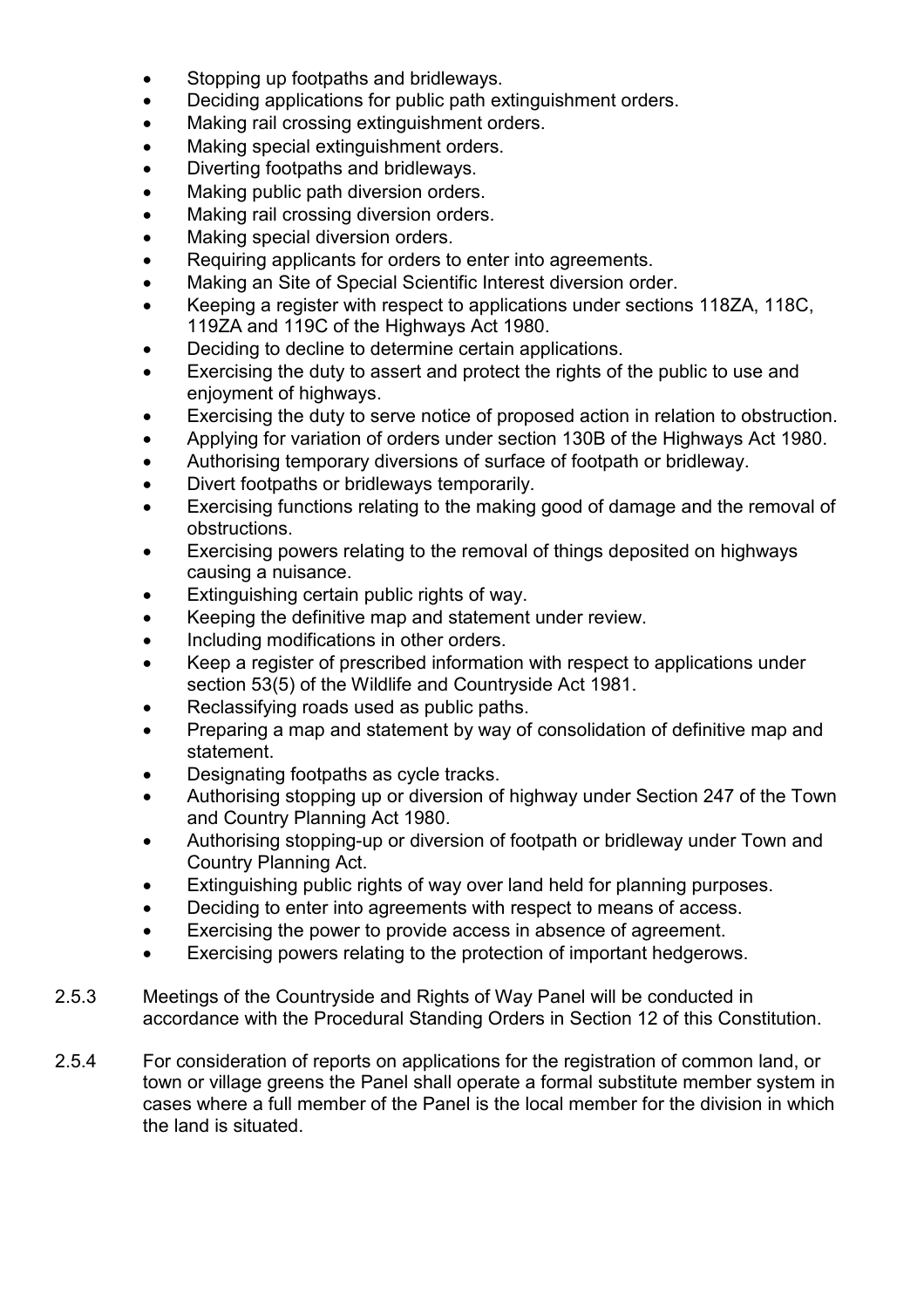- Stopping up footpaths and bridleways.
- Deciding applications for public path extinguishment orders.
- Making rail crossing extinguishment orders.
- Making special extinguishment orders.
- Diverting footpaths and bridleways.
- Making public path diversion orders.
- Making rail crossing diversion orders.
- Making special diversion orders.
- Requiring applicants for orders to enter into agreements.
- Making an Site of Special Scientific Interest diversion order.
- Keeping a register with respect to applications under sections 118ZA, 118C, 119ZA and 119C of the Highways Act 1980.
- Deciding to decline to determine certain applications.
- Exercising the duty to assert and protect the rights of the public to use and enjoyment of highways.
- Exercising the duty to serve notice of proposed action in relation to obstruction.
- Applying for variation of orders under section 130B of the Highways Act 1980.
- Authorising temporary diversions of surface of footpath or bridleway.
- Divert footpaths or bridleways temporarily.
- Exercising functions relating to the making good of damage and the removal of obstructions.
- Exercising powers relating to the removal of things deposited on highways causing a nuisance.
- Extinguishing certain public rights of way.
- Keeping the definitive map and statement under review.
- Including modifications in other orders.
- Keep a register of prescribed information with respect to applications under section 53(5) of the Wildlife and Countryside Act 1981.
- Reclassifying roads used as public paths.
- Preparing a map and statement by way of consolidation of definitive map and statement.
- Designating footpaths as cycle tracks.
- Authorising stopping up or diversion of highway under Section 247 of the Town and Country Planning Act 1980.
- Authorising stopping-up or diversion of footpath or bridleway under Town and Country Planning Act.
- Extinguishing public rights of way over land held for planning purposes.
- Deciding to enter into agreements with respect to means of access.
- Exercising the power to provide access in absence of agreement.
- Exercising powers relating to the protection of important hedgerows.

2.5.3 Meetings of the Countryside and Rights of Way Panel will be conducted in accordance with the Procedural Standing Orders in Section 12 of this Constitution.

2.5.4 For consideration of reports on applications for the registration of common land, or town or village greens the Panel shall operate a formal substitute member system in cases where a full member of the Panel is the local member for the division in which the land is situated.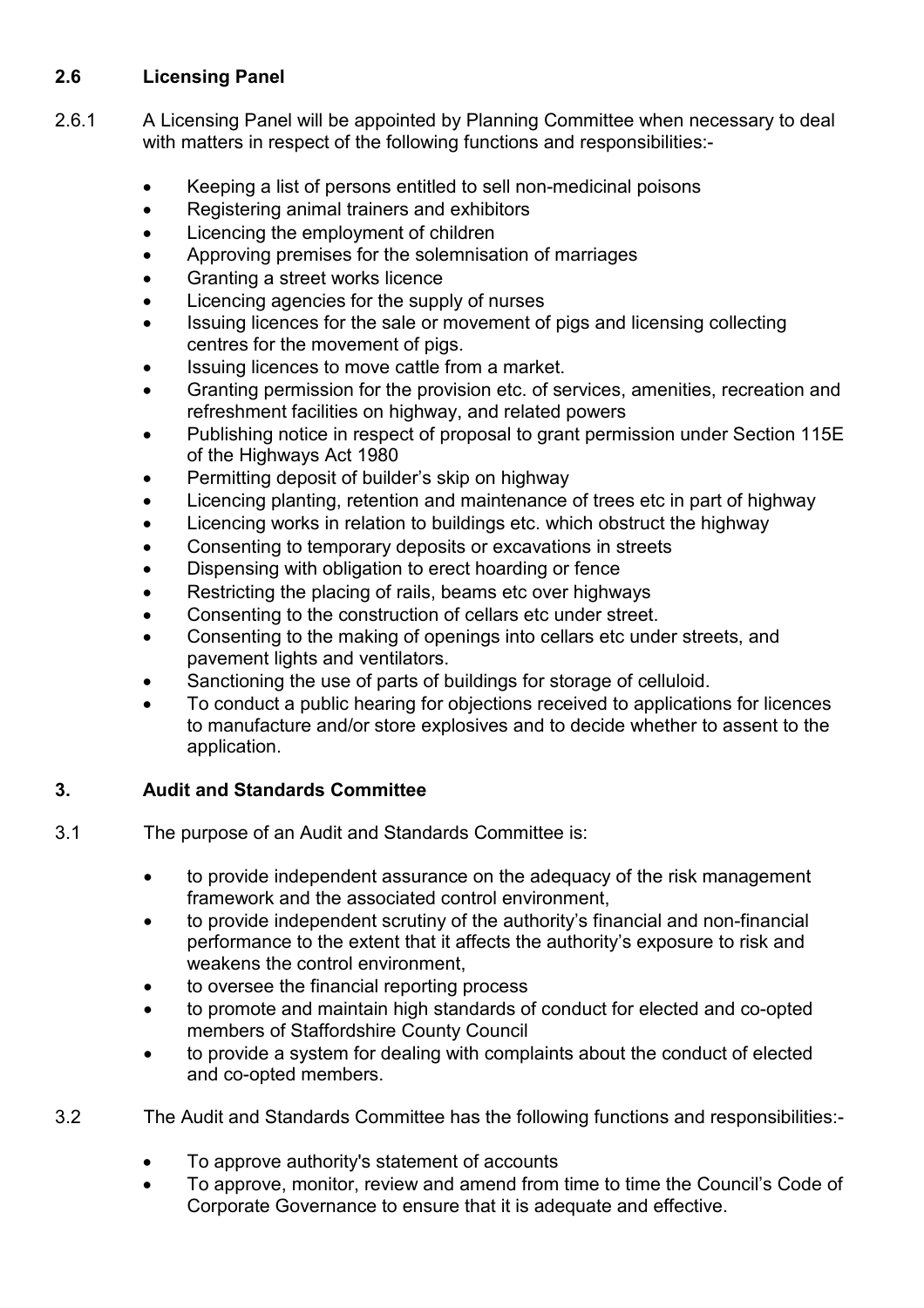### 2.6 Licensing Panel

2.6.1 A Licensing Panel will be appointed by Planning Committee when necessary to deal with matters in respect of the following functions and responsibilities:-

- Keeping a list of persons entitled to sell non-medicinal poisons
- Registering animal trainers and exhibitors
- Licencing the employment of children
- Approving premises for the solemnisation of marriages
- Granting a street works licence
- Licencing agencies for the supply of nurses
- Issuing licences for the sale or movement of pigs and licensing collecting centres for the movement of pigs.
- Issuing licences to move cattle from a market.
- Granting permission for the provision etc. of services, amenities, recreation and refreshment facilities on highway, and related powers
- Publishing notice in respect of proposal to grant permission under Section 115E of the Highways Act 1980
- Permitting deposit of builder's skip on highway
- Licencing planting, retention and maintenance of trees etc in part of highway
- Licencing works in relation to buildings etc. which obstruct the highway
- Consenting to temporary deposits or excavations in streets
- Dispensing with obligation to erect hoarding or fence
- Restricting the placing of rails, beams etc over highways
- Consenting to the construction of cellars etc under street.
- Consenting to the making of openings into cellars etc under streets, and pavement lights and ventilators.
- Sanctioning the use of parts of buildings for storage of celluloid.
- To conduct a public hearing for objections received to applications for licences to manufacture and/or store explosives and to decide whether to assent to the application.

## 3. Audit and Standards Committee

3.1 The purpose of an Audit and Standards Committee is:

- to provide independent assurance on the adequacy of the risk management framework and the associated control environment,
- to provide independent scrutiny of the authority's financial and non-financial performance to the extent that it affects the authority's exposure to risk and weakens the control environment,
- to oversee the financial reporting process
- to promote and maintain high standards of conduct for elected and co-opted members of Staffordshire County Council
- to provide a system for dealing with complaints about the conduct of elected and co-opted members.

3.2 The Audit and Standards Committee has the following functions and responsibilities:-

- To approve authority's statement of accounts
- To approve, monitor, review and amend from time to time the Council's Code of Corporate Governance to ensure that it is adequate and effective.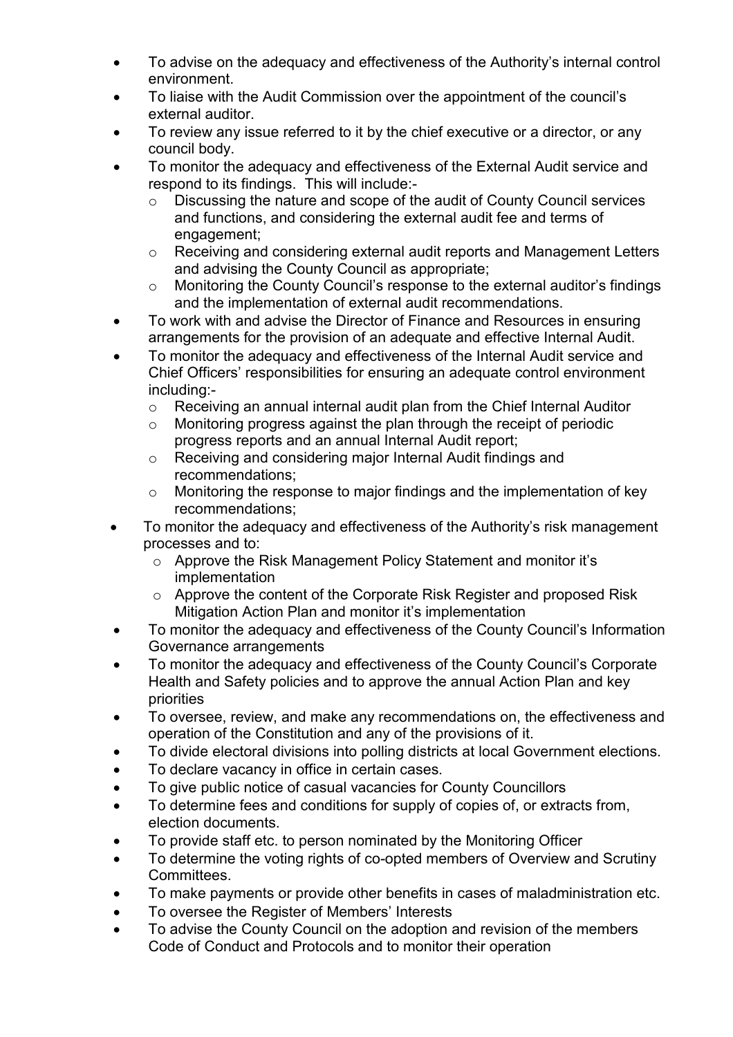- To advise on the adequacy and effectiveness of the Authority's internal control environment.
- To liaise with the Audit Commission over the appointment of the council's external auditor.
- To review any issue referred to it by the chief executive or a director, or any council body.
- To monitor the adequacy and effectiveness of the External Audit service and respond to its findings. This will include:-
    - Discussing the nature and scope of the audit of County Council services and functions, and considering the external audit fee and terms of engagement;
    - Receiving and considering external audit reports and Management Letters and advising the County Council as appropriate;
    - Monitoring the County Council's response to the external auditor's findings and the implementation of external audit recommendations.
- To work with and advise the Director of Finance and Resources in ensuring arrangements for the provision of an adequate and effective Internal Audit.
- To monitor the adequacy and effectiveness of the Internal Audit service and Chief Officers' responsibilities for ensuring an adequate control environment including:-
    - Receiving an annual internal audit plan from the Chief Internal Auditor
    - Monitoring progress against the plan through the receipt of periodic progress reports and an annual Internal Audit report;
    - Receiving and considering major Internal Audit findings and recommendations;
    - Monitoring the response to major findings and the implementation of key recommendations;
- To monitor the adequacy and effectiveness of the Authority's risk management processes and to:
    - Approve the Risk Management Policy Statement and monitor it's implementation
    - Approve the content of the Corporate Risk Register and proposed Risk Mitigation Action Plan and monitor it's implementation
- To monitor the adequacy and effectiveness of the County Council's Information Governance arrangements
- To monitor the adequacy and effectiveness of the County Council's Corporate Health and Safety policies and to approve the annual Action Plan and key priorities
- To oversee, review, and make any recommendations on, the effectiveness and operation of the Constitution and any of the provisions of it.
- To divide electoral divisions into polling districts at local Government elections.
- To declare vacancy in office in certain cases.
- To give public notice of casual vacancies for County Councillors
- To determine fees and conditions for supply of copies of, or extracts from, election documents.
- To provide staff etc. to person nominated by the Monitoring Officer
- To determine the voting rights of co-opted members of Overview and Scrutiny Committees.
- To make payments or provide other benefits in cases of maladministration etc.
- To oversee the Register of Members' Interests
- To advise the County Council on the adoption and revision of the members Code of Conduct and Protocols and to monitor their operation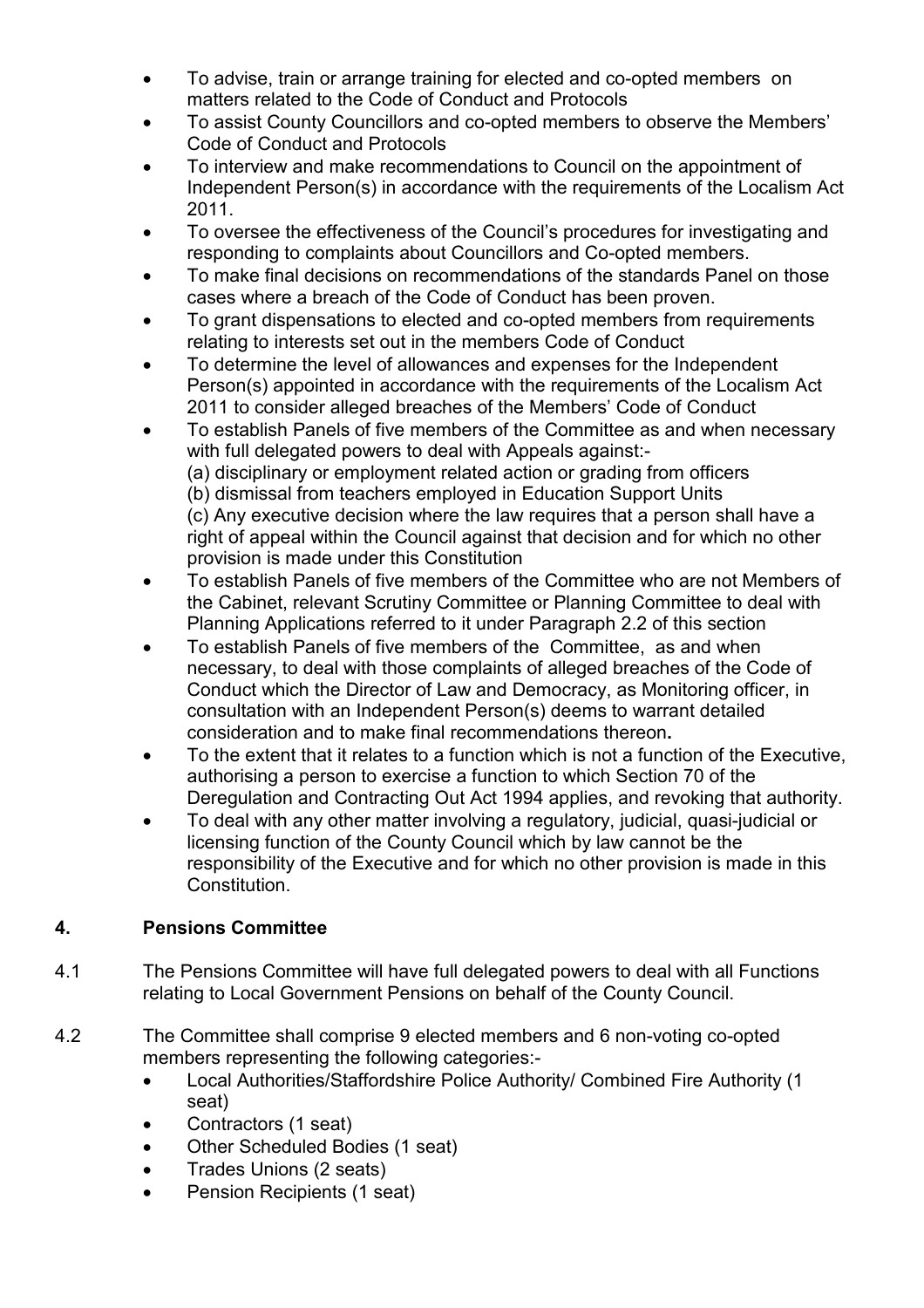- To advise, train or arrange training for elected and co-opted members on matters related to the Code of Conduct and Protocols
- To assist County Councillors and co-opted members to observe the Members' Code of Conduct and Protocols
- To interview and make recommendations to Council on the appointment of Independent Person(s) in accordance with the requirements of the Localism Act 2011.
- To oversee the effectiveness of the Council's procedures for investigating and responding to complaints about Councillors and Co-opted members.
- To make final decisions on recommendations of the standards Panel on those cases where a breach of the Code of Conduct has been proven.
- To grant dispensations to elected and co-opted members from requirements relating to interests set out in the members Code of Conduct
- To determine the level of allowances and expenses for the Independent Person(s) appointed in accordance with the requirements of the Localism Act 2011 to consider alleged breaches of the Members' Code of Conduct
- To establish Panels of five members of the Committee as and when necessary with full delegated powers to deal with Appeals against:-
  (a) disciplinary or employment related action or grading from officers
  (b) dismissal from teachers employed in Education Support Units
  (c) Any executive decision where the law requires that a person shall have a right of appeal within the Council against that decision and for which no other provision is made under this Constitution
- To establish Panels of five members of the Committee who are not Members of the Cabinet, relevant Scrutiny Committee or Planning Committee to deal with Planning Applications referred to it under Paragraph 2.2 of this section
- To establish Panels of five members of the Committee, as and when necessary, to deal with those complaints of alleged breaches of the Code of Conduct which the Director of Law and Democracy, as Monitoring officer, in consultation with an Independent Person(s) deems to warrant detailed consideration and to make final recommendations thereon**.**
- To the extent that it relates to a function which is not a function of the Executive, authorising a person to exercise a function to which Section 70 of the Deregulation and Contracting Out Act 1994 applies, and revoking that authority.
- To deal with any other matter involving a regulatory, judicial, quasi-judicial or licensing function of the County Council which by law cannot be the responsibility of the Executive and for which no other provision is made in this Constitution.

## 4. Pensions Committee

4.1 The Pensions Committee will have full delegated powers to deal with all Functions relating to Local Government Pensions on behalf of the County Council.

4.2 The Committee shall comprise 9 elected members and 6 non-voting co-opted members representing the following categories:-

- Local Authorities/Staffordshire Police Authority/ Combined Fire Authority (1 seat)
- Contractors (1 seat)
- Other Scheduled Bodies (1 seat)
- Trades Unions (2 seats)
- Pension Recipients (1 seat)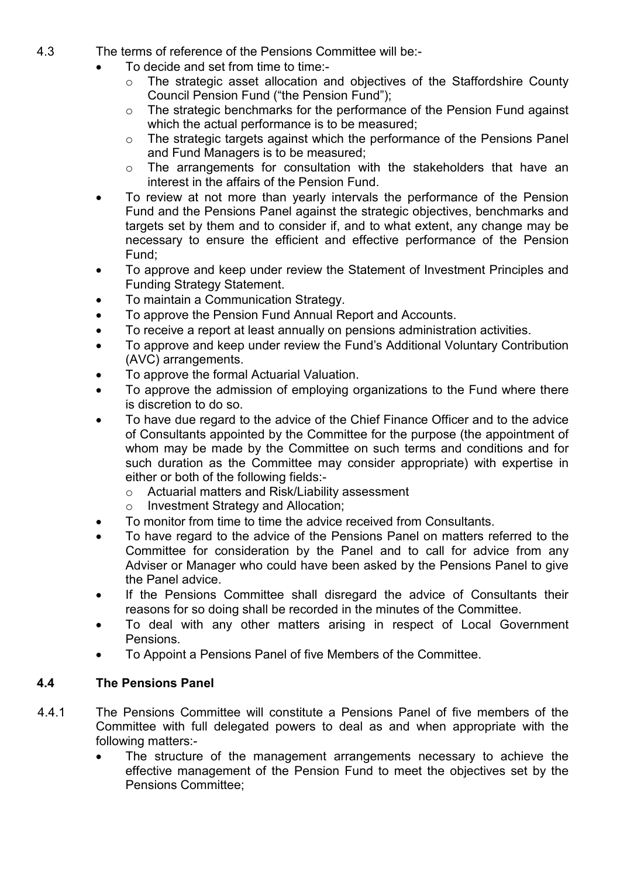4.3 The terms of reference of the Pensions Committee will be:-

- To decide and set from time to time:-
  - The strategic asset allocation and objectives of the Staffordshire County Council Pension Fund ("the Pension Fund");
  - The strategic benchmarks for the performance of the Pension Fund against which the actual performance is to be measured;
  - The strategic targets against which the performance of the Pensions Panel and Fund Managers is to be measured;
  - The arrangements for consultation with the stakeholders that have an interest in the affairs of the Pension Fund.
- To review at not more than yearly intervals the performance of the Pension Fund and the Pensions Panel against the strategic objectives, benchmarks and targets set by them and to consider if, and to what extent, any change may be necessary to ensure the efficient and effective performance of the Pension Fund;
- To approve and keep under review the Statement of Investment Principles and Funding Strategy Statement.
- To maintain a Communication Strategy.
- To approve the Pension Fund Annual Report and Accounts.
- To receive a report at least annually on pensions administration activities.
- To approve and keep under review the Fund's Additional Voluntary Contribution (AVC) arrangements.
- To approve the formal Actuarial Valuation.
- To approve the admission of employing organizations to the Fund where there is discretion to do so.
- To have due regard to the advice of the Chief Finance Officer and to the advice of Consultants appointed by the Committee for the purpose (the appointment of whom may be made by the Committee on such terms and conditions and for such duration as the Committee may consider appropriate) with expertise in either or both of the following fields:-
  - Actuarial matters and Risk/Liability assessment
  - Investment Strategy and Allocation;
- To monitor from time to time the advice received from Consultants.
- To have regard to the advice of the Pensions Panel on matters referred to the Committee for consideration by the Panel and to call for advice from any Adviser or Manager who could have been asked by the Pensions Panel to give the Panel advice.
- If the Pensions Committee shall disregard the advice of Consultants their reasons for so doing shall be recorded in the minutes of the Committee.
- To deal with any other matters arising in respect of Local Government Pensions.
- To Appoint a Pensions Panel of five Members of the Committee.

### 4.4 The Pensions Panel

4.4.1 The Pensions Committee will constitute a Pensions Panel of five members of the Committee with full delegated powers to deal as and when appropriate with the following matters:-

- The structure of the management arrangements necessary to achieve the effective management of the Pension Fund to meet the objectives set by the Pensions Committee;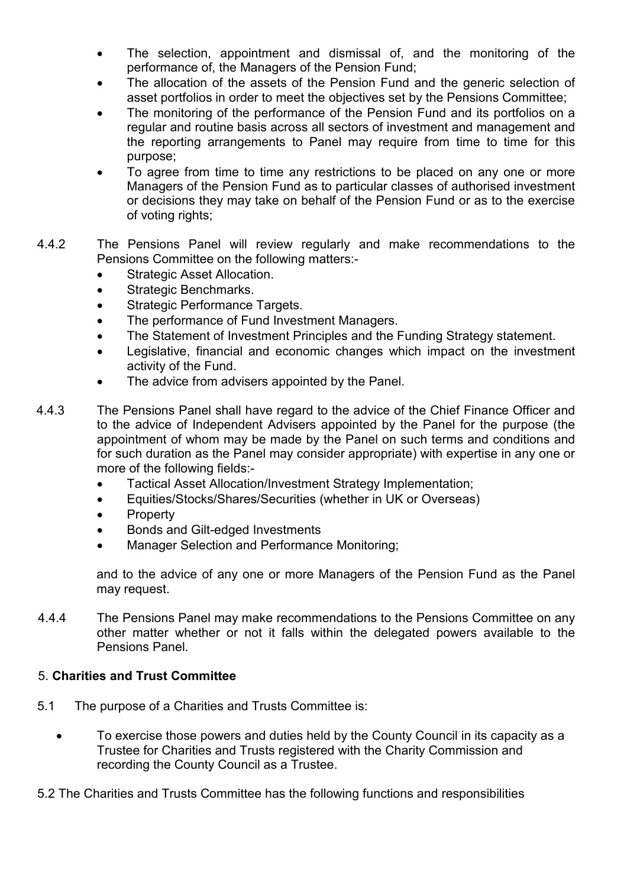- The selection, appointment and dismissal of, and the monitoring of the performance of, the Managers of the Pension Fund;
- The allocation of the assets of the Pension Fund and the generic selection of asset portfolios in order to meet the objectives set by the Pensions Committee;
- The monitoring of the performance of the Pension Fund and its portfolios on a regular and routine basis across all sectors of investment and management and the reporting arrangements to Panel may require from time to time for this purpose;
- To agree from time to time any restrictions to be placed on any one or more Managers of the Pension Fund as to particular classes of authorised investment or decisions they may take on behalf of the Pension Fund or as to the exercise of voting rights;

4.4.2 The Pensions Panel will review regularly and make recommendations to the Pensions Committee on the following matters:-

- Strategic Asset Allocation.
- Strategic Benchmarks.
- Strategic Performance Targets.
- The performance of Fund Investment Managers.
- The Statement of Investment Principles and the Funding Strategy statement.
- Legislative, financial and economic changes which impact on the investment activity of the Fund.
- The advice from advisers appointed by the Panel.

4.4.3 The Pensions Panel shall have regard to the advice of the Chief Finance Officer and to the advice of Independent Advisers appointed by the Panel for the purpose (the appointment of whom may be made by the Panel on such terms and conditions and for such duration as the Panel may consider appropriate) with expertise in any one or more of the following fields:-

- Tactical Asset Allocation/Investment Strategy Implementation;
- Equities/Stocks/Shares/Securities (whether in UK or Overseas)
- Property
- Bonds and Gilt-edged Investments
- Manager Selection and Performance Monitoring;

and to the advice of any one or more Managers of the Pension Fund as the Panel may request.

4.4.4 The Pensions Panel may make recommendations to the Pensions Committee on any other matter whether or not it falls within the delegated powers available to the Pensions Panel.

## 5. **Charities and Trust Committee**

5.1 The purpose of a Charities and Trusts Committee is:

- To exercise those powers and duties held by the County Council in its capacity as a Trustee for Charities and Trusts registered with the Charity Commission and recording the County Council as a Trustee.

5.2 The Charities and Trusts Committee has the following functions and responsibilities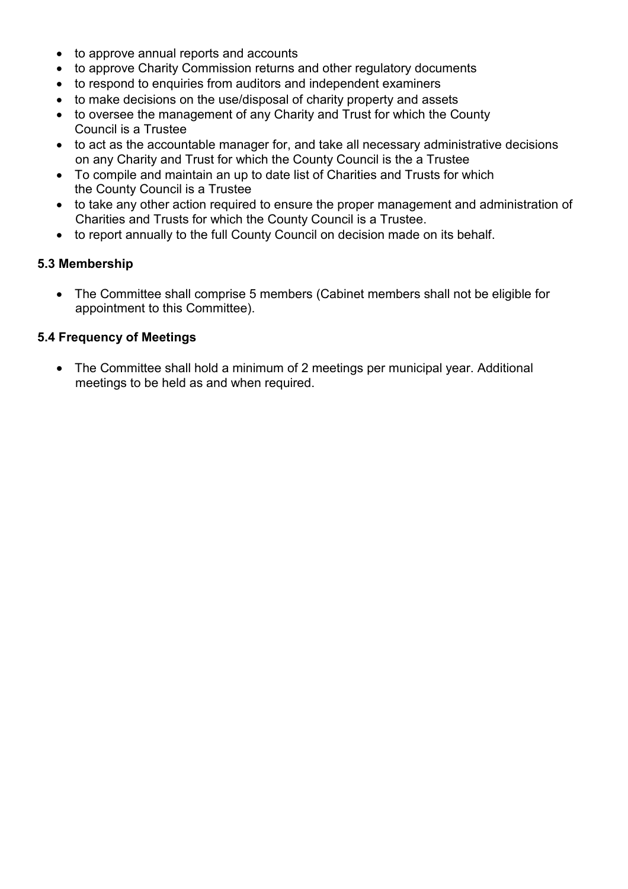- to approve annual reports and accounts
- to approve Charity Commission returns and other regulatory documents
- to respond to enquiries from auditors and independent examiners
- to make decisions on the use/disposal of charity property and assets
- to oversee the management of any Charity and Trust for which the County Council is a Trustee
- to act as the accountable manager for, and take all necessary administrative decisions on any Charity and Trust for which the County Council is the a Trustee
- To compile and maintain an up to date list of Charities and Trusts for which the County Council is a Trustee
- to take any other action required to ensure the proper management and administration of Charities and Trusts for which the County Council is a Trustee.
- to report annually to the full County Council on decision made on its behalf.

### 5.3 Membership

- The Committee shall comprise 5 members (Cabinet members shall not be eligible for appointment to this Committee).

### 5.4 Frequency of Meetings

- The Committee shall hold a minimum of 2 meetings per municipal year. Additional meetings to be held as and when required.